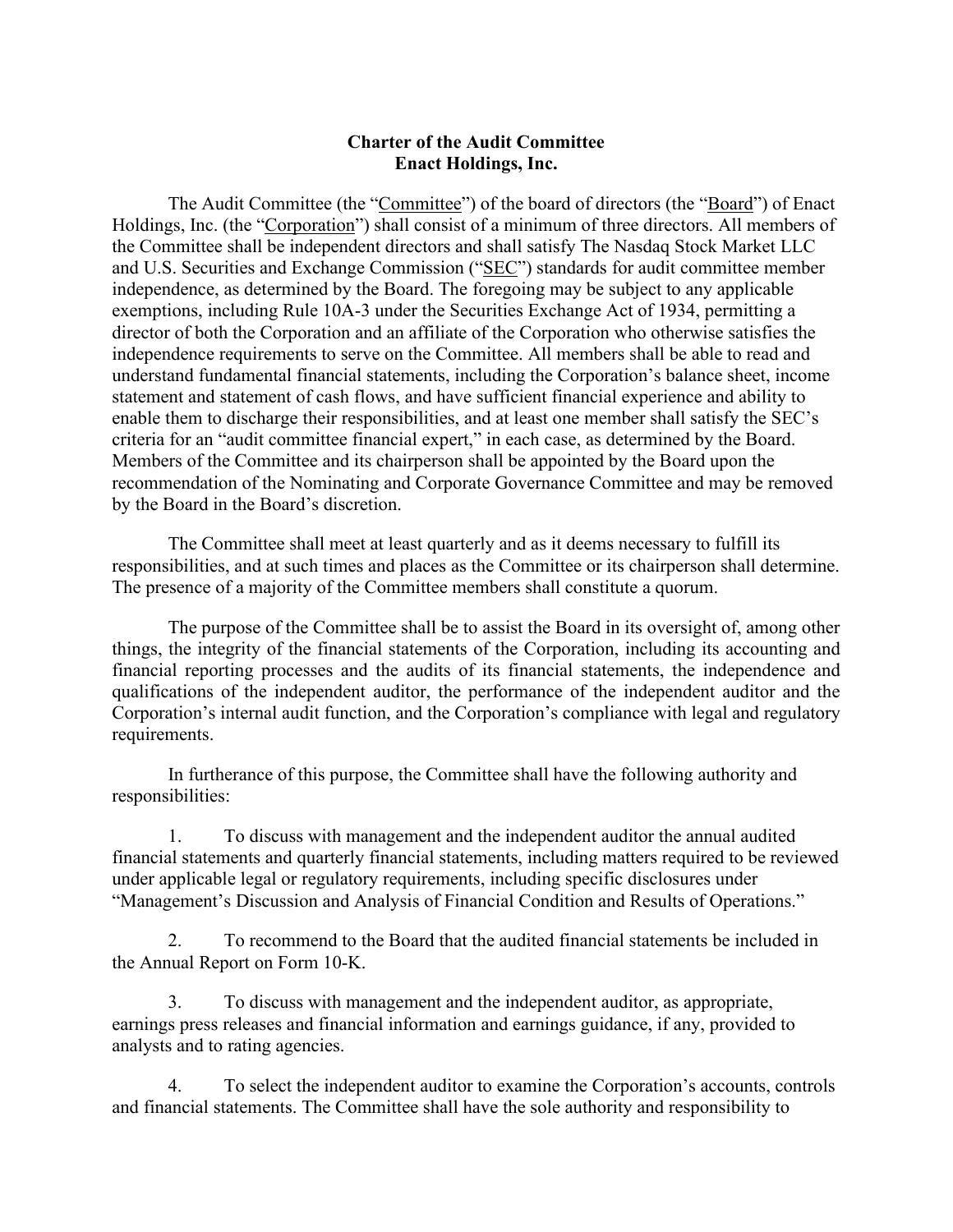# Charter of the Audit Committee
# Enact Holdings, Inc.

The Audit Committee (the "Committee") of the board of directors (the "Board") of Enact Holdings, Inc. (the "Corporation") shall consist of a minimum of three directors. All members of the Committee shall be independent directors and shall satisfy The Nasdaq Stock Market LLC and U.S. Securities and Exchange Commission ("SEC") standards for audit committee member independence, as determined by the Board. The foregoing may be subject to any applicable exemptions, including Rule 10A-3 under the Securities Exchange Act of 1934, permitting a director of both the Corporation and an affiliate of the Corporation who otherwise satisfies the independence requirements to serve on the Committee. All members shall be able to read and understand fundamental financial statements, including the Corporation's balance sheet, income statement and statement of cash flows, and have sufficient financial experience and ability to enable them to discharge their responsibilities, and at least one member shall satisfy the SEC's criteria for an "audit committee financial expert," in each case, as determined by the Board. Members of the Committee and its chairperson shall be appointed by the Board upon the recommendation of the Nominating and Corporate Governance Committee and may be removed by the Board in the Board's discretion.

The Committee shall meet at least quarterly and as it deems necessary to fulfill its responsibilities, and at such times and places as the Committee or its chairperson shall determine. The presence of a majority of the Committee members shall constitute a quorum.

The purpose of the Committee shall be to assist the Board in its oversight of, among other things, the integrity of the financial statements of the Corporation, including its accounting and financial reporting processes and the audits of its financial statements, the independence and qualifications of the independent auditor, the performance of the independent auditor and the Corporation's internal audit function, and the Corporation's compliance with legal and regulatory requirements.

In furtherance of this purpose, the Committee shall have the following authority and responsibilities:

1. To discuss with management and the independent auditor the annual audited financial statements and quarterly financial statements, including matters required to be reviewed under applicable legal or regulatory requirements, including specific disclosures under "Management's Discussion and Analysis of Financial Condition and Results of Operations."

2. To recommend to the Board that the audited financial statements be included in the Annual Report on Form 10-K.

3. To discuss with management and the independent auditor, as appropriate, earnings press releases and financial information and earnings guidance, if any, provided to analysts and to rating agencies.

4. To select the independent auditor to examine the Corporation's accounts, controls and financial statements. The Committee shall have the sole authority and responsibility to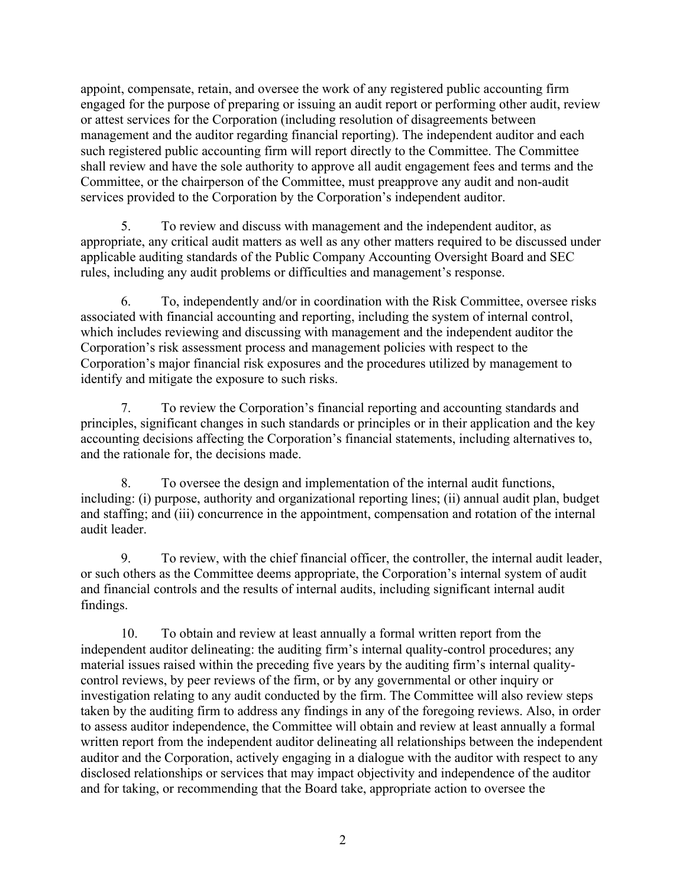appoint, compensate, retain, and oversee the work of any registered public accounting firm engaged for the purpose of preparing or issuing an audit report or performing other audit, review or attest services for the Corporation (including resolution of disagreements between management and the auditor regarding financial reporting). The independent auditor and each such registered public accounting firm will report directly to the Committee. The Committee shall review and have the sole authority to approve all audit engagement fees and terms and the Committee, or the chairperson of the Committee, must preapprove any audit and non-audit services provided to the Corporation by the Corporation's independent auditor.

5. To review and discuss with management and the independent auditor, as appropriate, any critical audit matters as well as any other matters required to be discussed under applicable auditing standards of the Public Company Accounting Oversight Board and SEC rules, including any audit problems or difficulties and management's response.

6. To, independently and/or in coordination with the Risk Committee, oversee risks associated with financial accounting and reporting, including the system of internal control, which includes reviewing and discussing with management and the independent auditor the Corporation's risk assessment process and management policies with respect to the Corporation's major financial risk exposures and the procedures utilized by management to identify and mitigate the exposure to such risks.

7. To review the Corporation's financial reporting and accounting standards and principles, significant changes in such standards or principles or in their application and the key accounting decisions affecting the Corporation's financial statements, including alternatives to, and the rationale for, the decisions made.

8. To oversee the design and implementation of the internal audit functions, including: (i) purpose, authority and organizational reporting lines; (ii) annual audit plan, budget and staffing; and (iii) concurrence in the appointment, compensation and rotation of the internal audit leader.

9. To review, with the chief financial officer, the controller, the internal audit leader, or such others as the Committee deems appropriate, the Corporation's internal system of audit and financial controls and the results of internal audits, including significant internal audit findings.

10. To obtain and review at least annually a formal written report from the independent auditor delineating: the auditing firm's internal quality-control procedures; any material issues raised within the preceding five years by the auditing firm's internal quality-control reviews, by peer reviews of the firm, or by any governmental or other inquiry or investigation relating to any audit conducted by the firm. The Committee will also review steps taken by the auditing firm to address any findings in any of the foregoing reviews. Also, in order to assess auditor independence, the Committee will obtain and review at least annually a formal written report from the independent auditor delineating all relationships between the independent auditor and the Corporation, actively engaging in a dialogue with the auditor with respect to any disclosed relationships or services that may impact objectivity and independence of the auditor and for taking, or recommending that the Board take, appropriate action to oversee the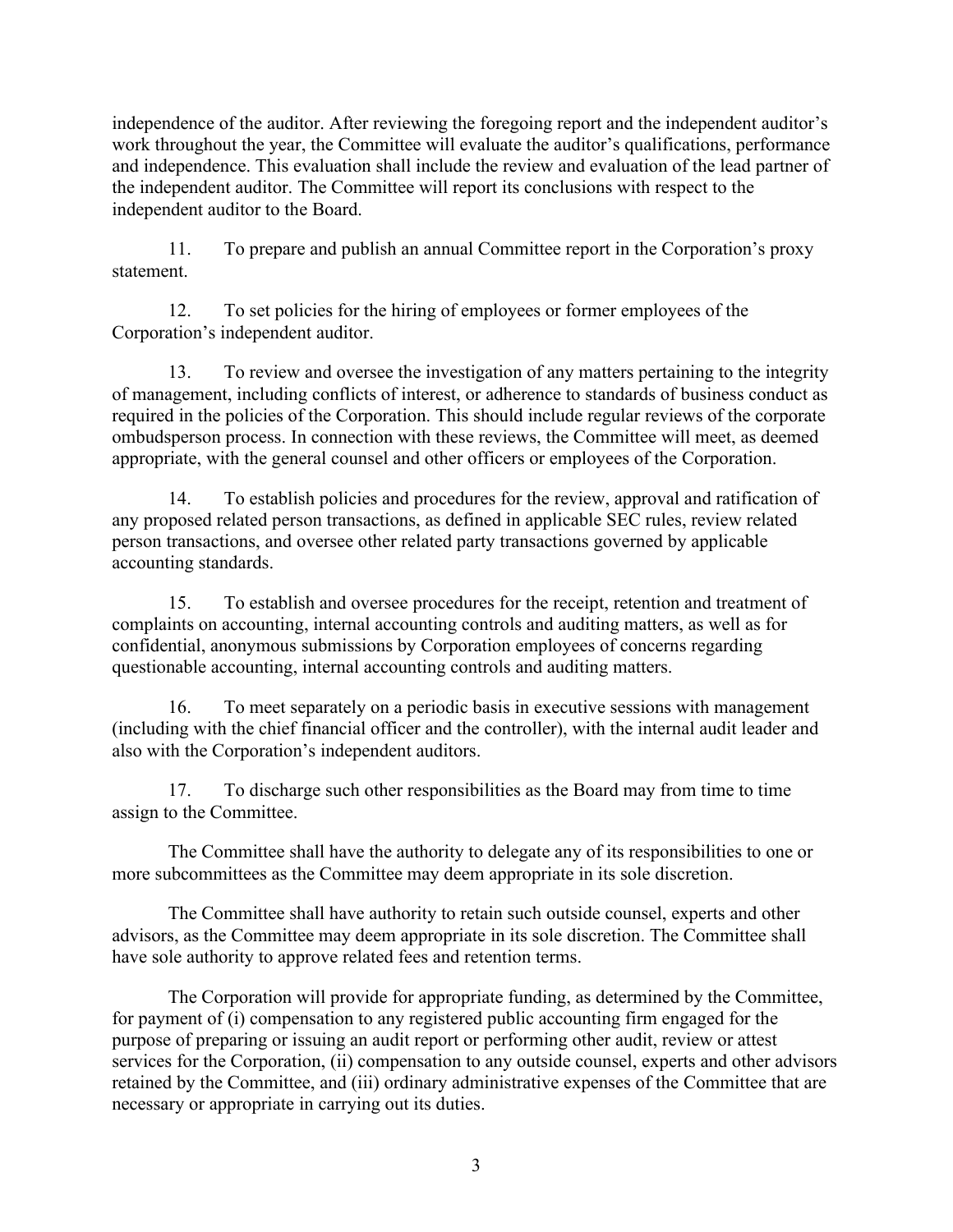independence of the auditor. After reviewing the foregoing report and the independent auditor's work throughout the year, the Committee will evaluate the auditor's qualifications, performance and independence. This evaluation shall include the review and evaluation of the lead partner of the independent auditor. The Committee will report its conclusions with respect to the independent auditor to the Board.

11. To prepare and publish an annual Committee report in the Corporation's proxy statement.

12. To set policies for the hiring of employees or former employees of the Corporation's independent auditor.

13. To review and oversee the investigation of any matters pertaining to the integrity of management, including conflicts of interest, or adherence to standards of business conduct as required in the policies of the Corporation. This should include regular reviews of the corporate ombudsperson process. In connection with these reviews, the Committee will meet, as deemed appropriate, with the general counsel and other officers or employees of the Corporation.

14. To establish policies and procedures for the review, approval and ratification of any proposed related person transactions, as defined in applicable SEC rules, review related person transactions, and oversee other related party transactions governed by applicable accounting standards.

15. To establish and oversee procedures for the receipt, retention and treatment of complaints on accounting, internal accounting controls and auditing matters, as well as for confidential, anonymous submissions by Corporation employees of concerns regarding questionable accounting, internal accounting controls and auditing matters.

16. To meet separately on a periodic basis in executive sessions with management (including with the chief financial officer and the controller), with the internal audit leader and also with the Corporation's independent auditors.

17. To discharge such other responsibilities as the Board may from time to time assign to the Committee.

The Committee shall have the authority to delegate any of its responsibilities to one or more subcommittees as the Committee may deem appropriate in its sole discretion.

The Committee shall have authority to retain such outside counsel, experts and other advisors, as the Committee may deem appropriate in its sole discretion. The Committee shall have sole authority to approve related fees and retention terms.

The Corporation will provide for appropriate funding, as determined by the Committee, for payment of (i) compensation to any registered public accounting firm engaged for the purpose of preparing or issuing an audit report or performing other audit, review or attest services for the Corporation, (ii) compensation to any outside counsel, experts and other advisors retained by the Committee, and (iii) ordinary administrative expenses of the Committee that are necessary or appropriate in carrying out its duties.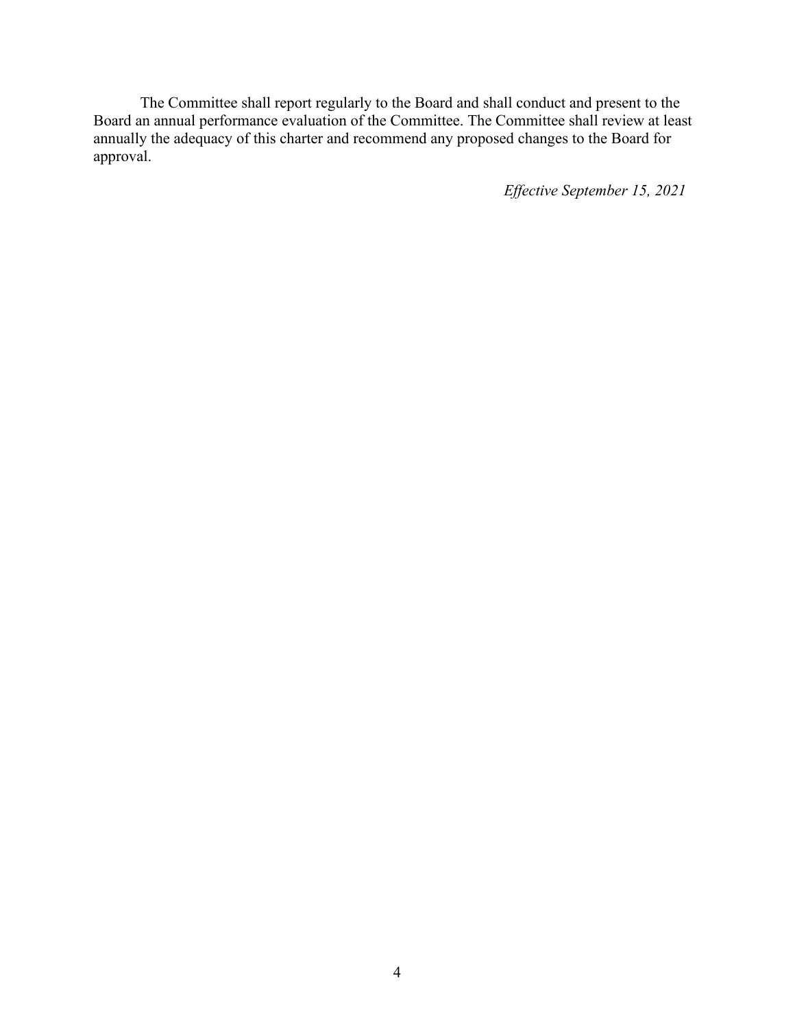The Committee shall report regularly to the Board and shall conduct and present to the Board an annual performance evaluation of the Committee. The Committee shall review at least annually the adequacy of this charter and recommend any proposed changes to the Board for approval.

*Effective September 15, 2021*